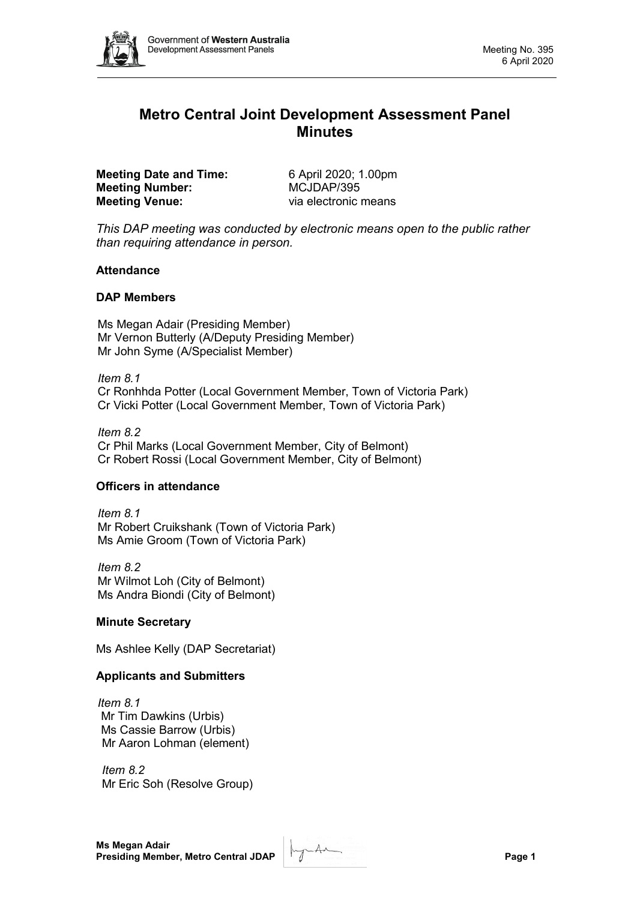# Metro Central Joint Development Assessment Panel Minutes

**Meeting Date and Time:** 6 April 2020; 1.00pm
**Meeting Number:** MCJDAP/395
**Meeting Venue:** via electronic means

*This DAP meeting was conducted by electronic means open to the public rather than requiring attendance in person.*

**Attendance**

**DAP Members**

Ms Megan Adair (Presiding Member)
Mr Vernon Butterly (A/Deputy Presiding Member)
Mr John Syme (A/Specialist Member)

*Item 8.1*
Cr Ronhhda Potter (Local Government Member, Town of Victoria Park)
Cr Vicki Potter (Local Government Member, Town of Victoria Park)

*Item 8.2*
Cr Phil Marks (Local Government Member, City of Belmont)
Cr Robert Rossi (Local Government Member, City of Belmont)

**Officers in attendance**

*Item 8.1*
Mr Robert Cruikshank (Town of Victoria Park)
Ms Amie Groom (Town of Victoria Park)

*Item 8.2*
Mr Wilmot Loh (City of Belmont)
Ms Andra Biondi (City of Belmont)

**Minute Secretary**

Ms Ashlee Kelly (DAP Secretariat)

**Applicants and Submitters**

*Item 8.1*
Mr Tim Dawkins (Urbis)
Ms Cassie Barrow (Urbis)
Mr Aaron Lohman (element)

*Item 8.2*
Mr Eric Soh (Resolve Group)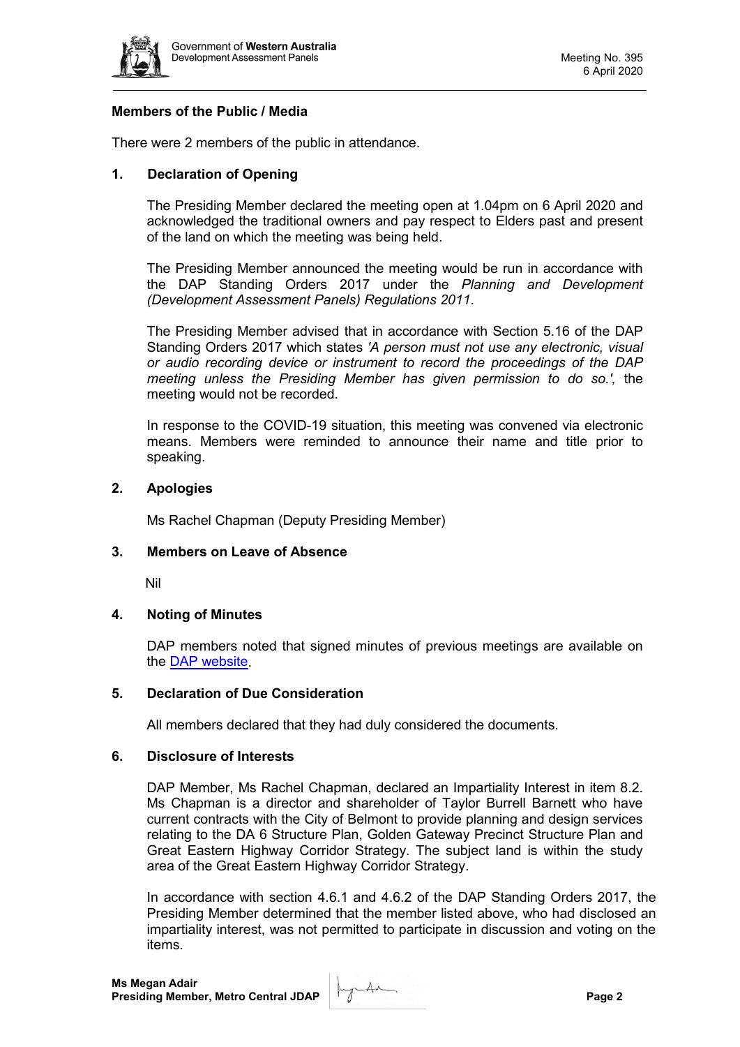**Members of the Public / Media**

There were 2 members of the public in attendance.

## 1. Declaration of Opening

The Presiding Member declared the meeting open at 1.04pm on 6 April 2020 and acknowledged the traditional owners and pay respect to Elders past and present of the land on which the meeting was being held.

The Presiding Member announced the meeting would be run in accordance with the DAP Standing Orders 2017 under the *Planning and Development (Development Assessment Panels) Regulations 2011*.

The Presiding Member advised that in accordance with Section 5.16 of the DAP Standing Orders 2017 which states *'A person must not use any electronic, visual or audio recording device or instrument to record the proceedings of the DAP meeting unless the Presiding Member has given permission to do so.',* the meeting would not be recorded.

In response to the COVID-19 situation, this meeting was convened via electronic means. Members were reminded to announce their name and title prior to speaking.

## 2. Apologies

Ms Rachel Chapman (Deputy Presiding Member)

## 3. Members on Leave of Absence

Nil

## 4. Noting of Minutes

DAP members noted that signed minutes of previous meetings are available on the DAP website.

## 5. Declaration of Due Consideration

All members declared that they had duly considered the documents.

## 6. Disclosure of Interests

DAP Member, Ms Rachel Chapman, declared an Impartiality Interest in item 8.2. Ms Chapman is a director and shareholder of Taylor Burrell Barnett who have current contracts with the City of Belmont to provide planning and design services relating to the DA 6 Structure Plan, Golden Gateway Precinct Structure Plan and Great Eastern Highway Corridor Strategy. The subject land is within the study area of the Great Eastern Highway Corridor Strategy.

In accordance with section 4.6.1 and 4.6.2 of the DAP Standing Orders 2017, the Presiding Member determined that the member listed above, who had disclosed an impartiality interest, was not permitted to participate in discussion and voting on the items.

**Ms Megan Adair**
**Presiding Member, Metro Central JDAP**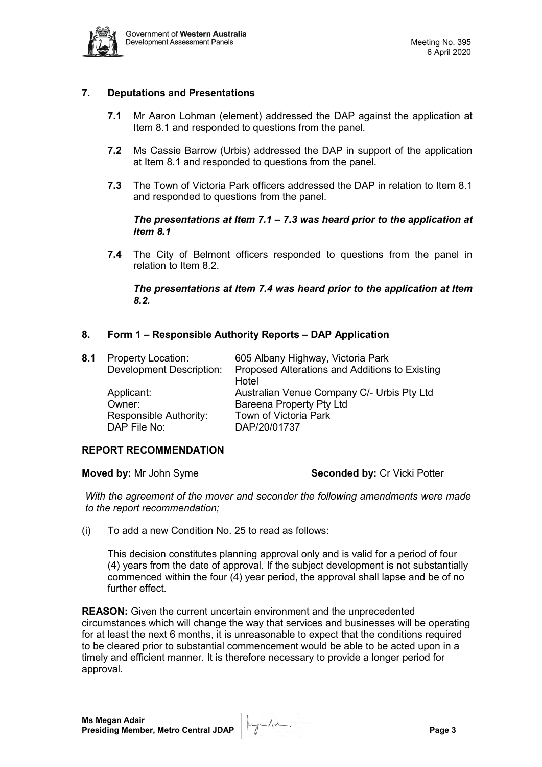## 7. Deputations and Presentations

**7.1** Mr Aaron Lohman (element) addressed the DAP against the application at Item 8.1 and responded to questions from the panel.

**7.2** Ms Cassie Barrow (Urbis) addressed the DAP in support of the application at Item 8.1 and responded to questions from the panel.

**7.3** The Town of Victoria Park officers addressed the DAP in relation to Item 8.1 and responded to questions from the panel.

***The presentations at Item 7.1 – 7.3 was heard prior to the application at Item 8.1***

**7.4** The City of Belmont officers responded to questions from the panel in relation to Item 8.2.

***The presentations at Item 7.4 was heard prior to the application at Item 8.2.***

## 8. Form 1 – Responsible Authority Reports – DAP Application

**8.1**

| | |
|---|---|
| Property Location: | 605 Albany Highway, Victoria Park |
| Development Description: | Proposed Alterations and Additions to Existing Hotel |
| Applicant: | Australian Venue Company C/- Urbis Pty Ltd |
| Owner: | Bareena Property Pty Ltd |
| Responsible Authority: | Town of Victoria Park |
| DAP File No: | DAP/20/01737 |

### REPORT RECOMMENDATION

**Moved by:** Mr John Syme **Seconded by:** Cr Vicki Potter

*With the agreement of the mover and seconder the following amendments were made to the report recommendation;*

(i) To add a new Condition No. 25 to read as follows:

This decision constitutes planning approval only and is valid for a period of four (4) years from the date of approval. If the subject development is not substantially commenced within the four (4) year period, the approval shall lapse and be of no further effect.

**REASON:** Given the current uncertain environment and the unprecedented circumstances which will change the way that services and businesses will be operating for at least the next 6 months, it is unreasonable to expect that the conditions required to be cleared prior to substantial commencement would be able to be acted upon in a timely and efficient manner. It is therefore necessary to provide a longer period for approval.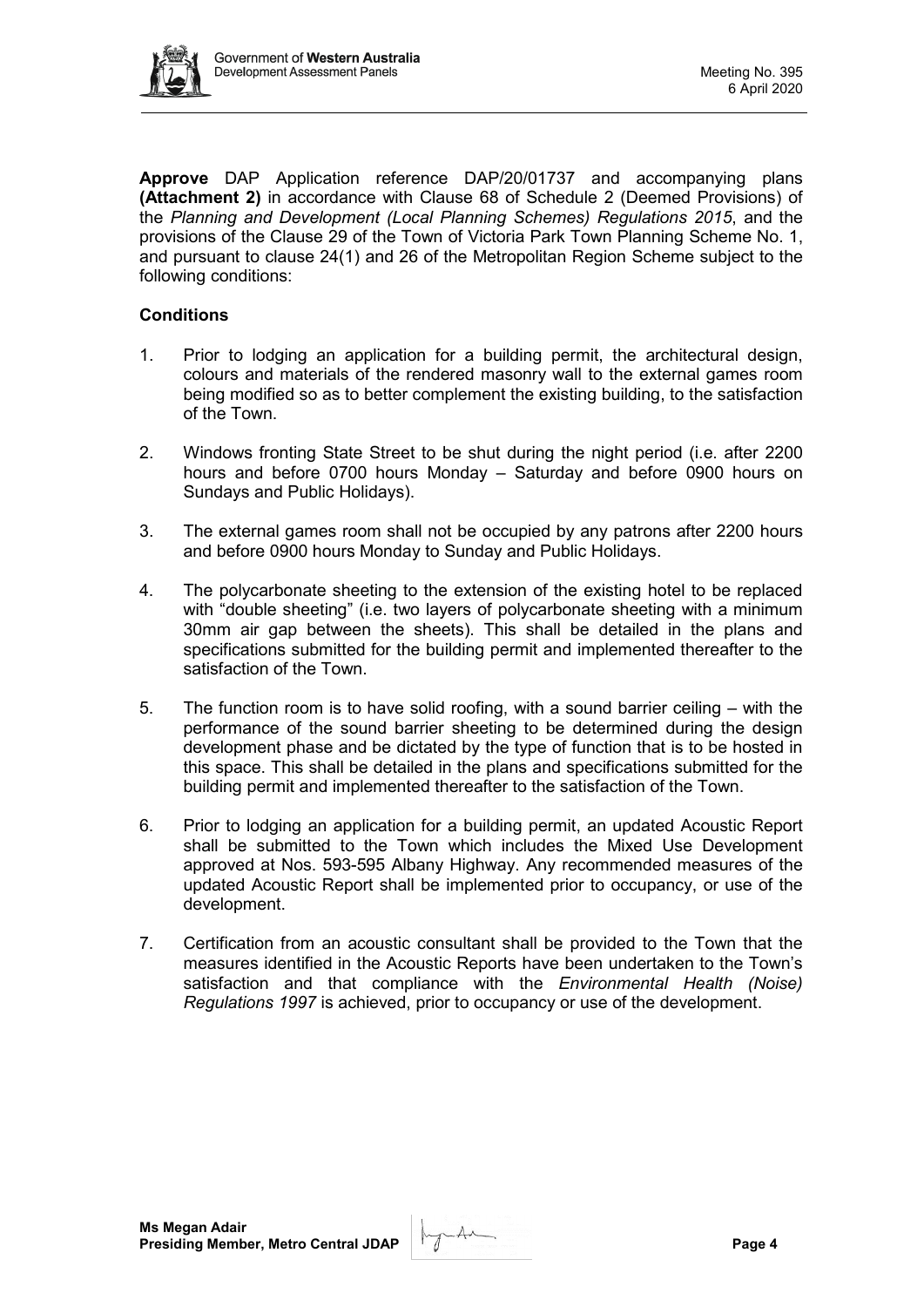**Approve** DAP Application reference DAP/20/01737 and accompanying plans **(Attachment 2)** in accordance with Clause 68 of Schedule 2 (Deemed Provisions) of the *Planning and Development (Local Planning Schemes) Regulations 2015*, and the provisions of the Clause 29 of the Town of Victoria Park Town Planning Scheme No. 1, and pursuant to clause 24(1) and 26 of the Metropolitan Region Scheme subject to the following conditions:

### Conditions

1. Prior to lodging an application for a building permit, the architectural design, colours and materials of the rendered masonry wall to the external games room being modified so as to better complement the existing building, to the satisfaction of the Town.

2. Windows fronting State Street to be shut during the night period (i.e. after 2200 hours and before 0700 hours Monday – Saturday and before 0900 hours on Sundays and Public Holidays).

3. The external games room shall not be occupied by any patrons after 2200 hours and before 0900 hours Monday to Sunday and Public Holidays.

4. The polycarbonate sheeting to the extension of the existing hotel to be replaced with "double sheeting" (i.e. two layers of polycarbonate sheeting with a minimum 30mm air gap between the sheets). This shall be detailed in the plans and specifications submitted for the building permit and implemented thereafter to the satisfaction of the Town.

5. The function room is to have solid roofing, with a sound barrier ceiling – with the performance of the sound barrier sheeting to be determined during the design development phase and be dictated by the type of function that is to be hosted in this space. This shall be detailed in the plans and specifications submitted for the building permit and implemented thereafter to the satisfaction of the Town.

6. Prior to lodging an application for a building permit, an updated Acoustic Report shall be submitted to the Town which includes the Mixed Use Development approved at Nos. 593-595 Albany Highway. Any recommended measures of the updated Acoustic Report shall be implemented prior to occupancy, or use of the development.

7. Certification from an acoustic consultant shall be provided to the Town that the measures identified in the Acoustic Reports have been undertaken to the Town's satisfaction and that compliance with the *Environmental Health (Noise) Regulations 1997* is achieved, prior to occupancy or use of the development.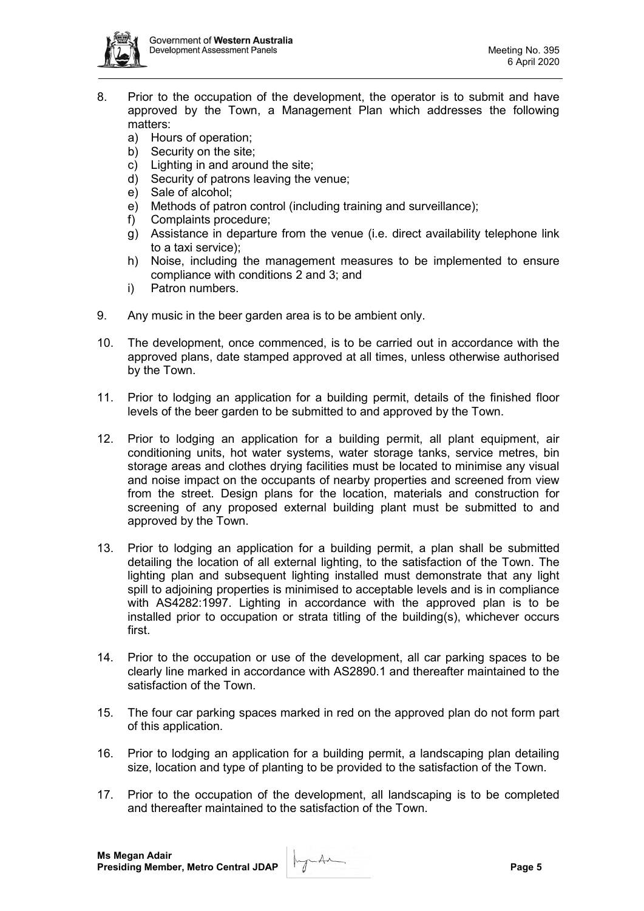8. Prior to the occupation of the development, the operator is to submit and have approved by the Town, a Management Plan which addresses the following matters:
   a) Hours of operation;
   b) Security on the site;
   c) Lighting in and around the site;
   d) Security of patrons leaving the venue;
   e) Sale of alcohol;
   e) Methods of patron control (including training and surveillance);
   f) Complaints procedure;
   g) Assistance in departure from the venue (i.e. direct availability telephone link to a taxi service);
   h) Noise, including the management measures to be implemented to ensure compliance with conditions 2 and 3; and
   i) Patron numbers.

9. Any music in the beer garden area is to be ambient only.

10. The development, once commenced, is to be carried out in accordance with the approved plans, date stamped approved at all times, unless otherwise authorised by the Town.

11. Prior to lodging an application for a building permit, details of the finished floor levels of the beer garden to be submitted to and approved by the Town.

12. Prior to lodging an application for a building permit, all plant equipment, air conditioning units, hot water systems, water storage tanks, service metres, bin storage areas and clothes drying facilities must be located to minimise any visual and noise impact on the occupants of nearby properties and screened from view from the street. Design plans for the location, materials and construction for screening of any proposed external building plant must be submitted to and approved by the Town.

13. Prior to lodging an application for a building permit, a plan shall be submitted detailing the location of all external lighting, to the satisfaction of the Town. The lighting plan and subsequent lighting installed must demonstrate that any light spill to adjoining properties is minimised to acceptable levels and is in compliance with AS4282:1997. Lighting in accordance with the approved plan is to be installed prior to occupation or strata titling of the building(s), whichever occurs first.

14. Prior to the occupation or use of the development, all car parking spaces to be clearly line marked in accordance with AS2890.1 and thereafter maintained to the satisfaction of the Town.

15. The four car parking spaces marked in red on the approved plan do not form part of this application.

16. Prior to lodging an application for a building permit, a landscaping plan detailing size, location and type of planting to be provided to the satisfaction of the Town.

17. Prior to the occupation of the development, all landscaping is to be completed and thereafter maintained to the satisfaction of the Town.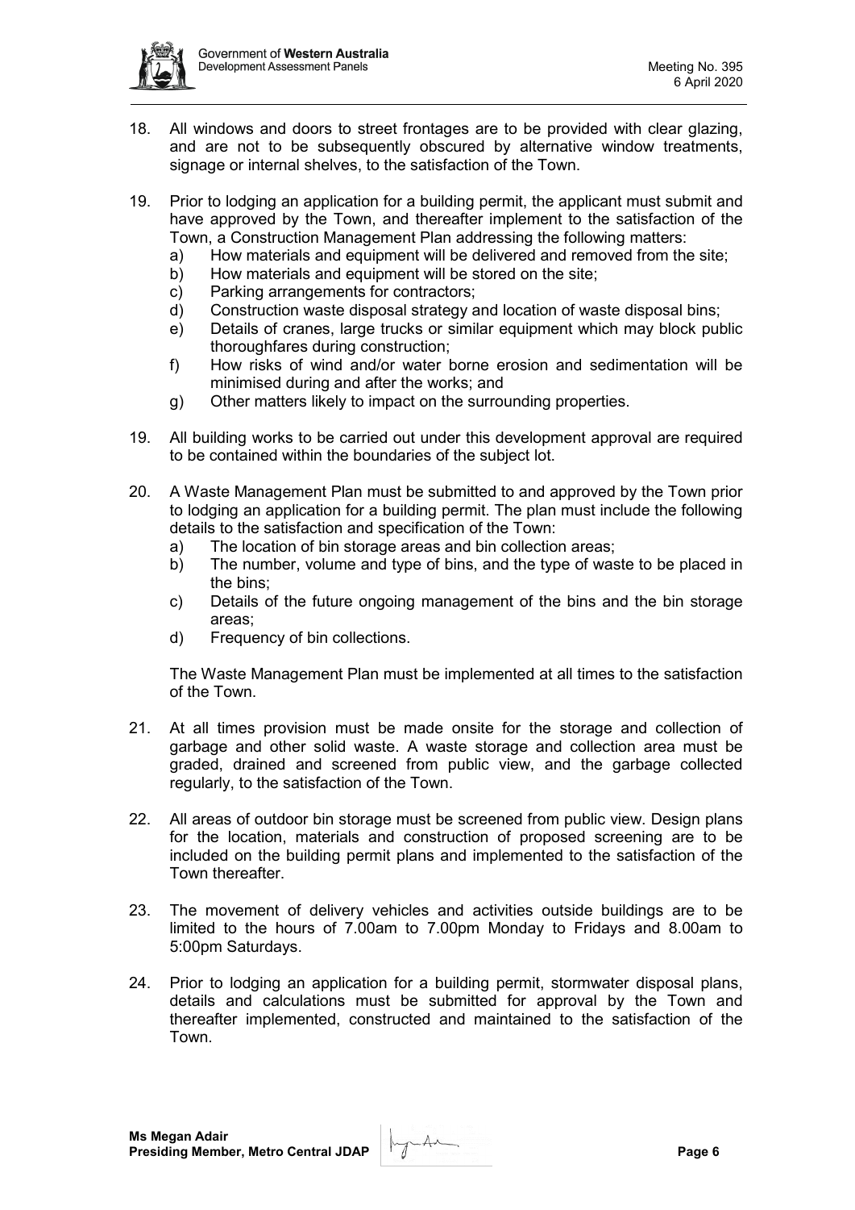18. All windows and doors to street frontages are to be provided with clear glazing, and are not to be subsequently obscured by alternative window treatments, signage or internal shelves, to the satisfaction of the Town.

19. Prior to lodging an application for a building permit, the applicant must submit and have approved by the Town, and thereafter implement to the satisfaction of the Town, a Construction Management Plan addressing the following matters:
    a) How materials and equipment will be delivered and removed from the site;
    b) How materials and equipment will be stored on the site;
    c) Parking arrangements for contractors;
    d) Construction waste disposal strategy and location of waste disposal bins;
    e) Details of cranes, large trucks or similar equipment which may block public thoroughfares during construction;
    f) How risks of wind and/or water borne erosion and sedimentation will be minimised during and after the works; and
    g) Other matters likely to impact on the surrounding properties.

19. All building works to be carried out under this development approval are required to be contained within the boundaries of the subject lot.

20. A Waste Management Plan must be submitted to and approved by the Town prior to lodging an application for a building permit. The plan must include the following details to the satisfaction and specification of the Town:
    a) The location of bin storage areas and bin collection areas;
    b) The number, volume and type of bins, and the type of waste to be placed in the bins;
    c) Details of the future ongoing management of the bins and the bin storage areas;
    d) Frequency of bin collections.

    The Waste Management Plan must be implemented at all times to the satisfaction of the Town.

21. At all times provision must be made onsite for the storage and collection of garbage and other solid waste. A waste storage and collection area must be graded, drained and screened from public view, and the garbage collected regularly, to the satisfaction of the Town.

22. All areas of outdoor bin storage must be screened from public view. Design plans for the location, materials and construction of proposed screening are to be included on the building permit plans and implemented to the satisfaction of the Town thereafter.

23. The movement of delivery vehicles and activities outside buildings are to be limited to the hours of 7.00am to 7.00pm Monday to Fridays and 8.00am to 5:00pm Saturdays.

24. Prior to lodging an application for a building permit, stormwater disposal plans, details and calculations must be submitted for approval by the Town and thereafter implemented, constructed and maintained to the satisfaction of the Town.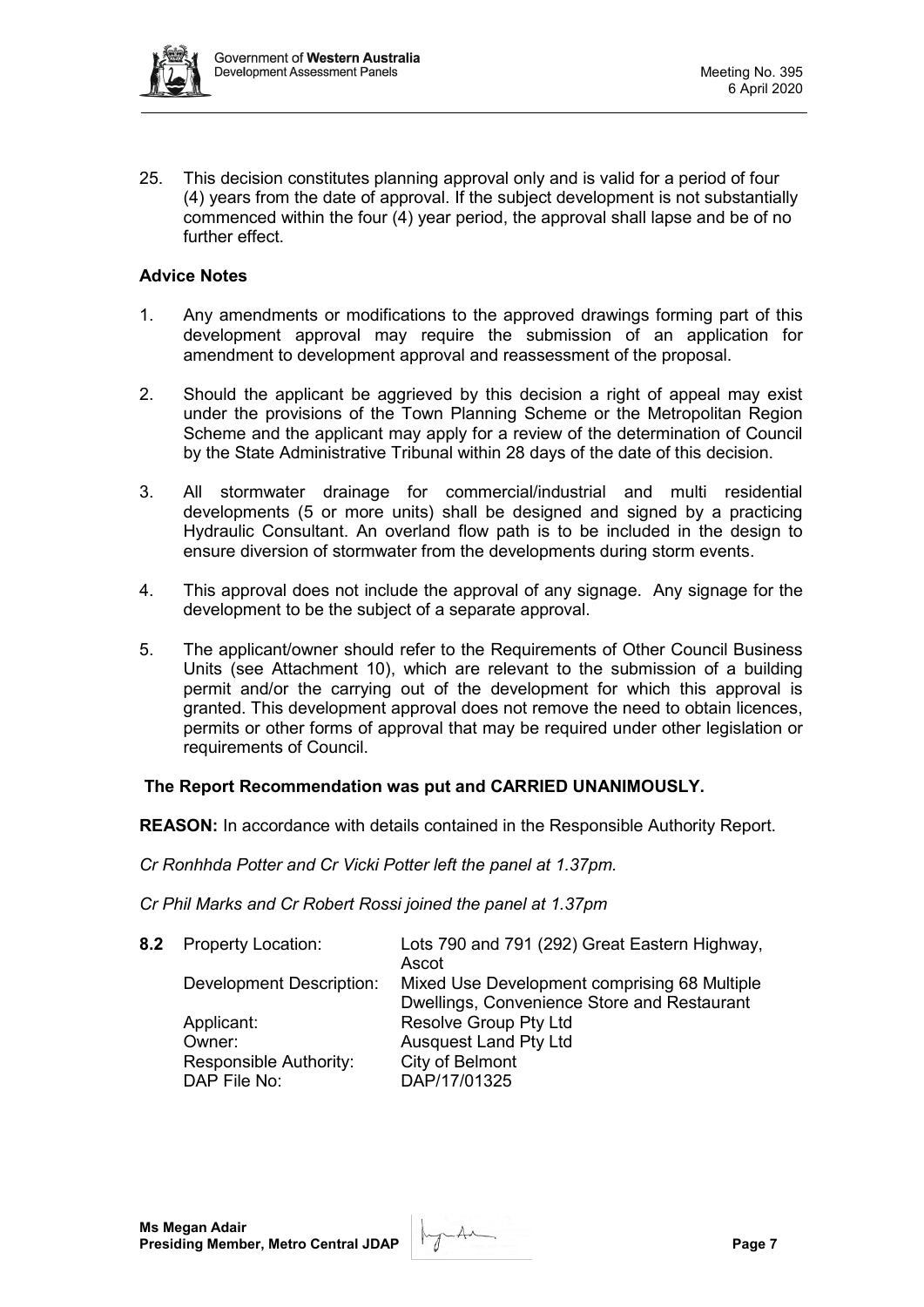25. This decision constitutes planning approval only and is valid for a period of four (4) years from the date of approval. If the subject development is not substantially commenced within the four (4) year period, the approval shall lapse and be of no further effect.

**Advice Notes**

1. Any amendments or modifications to the approved drawings forming part of this development approval may require the submission of an application for amendment to development approval and reassessment of the proposal.

2. Should the applicant be aggrieved by this decision a right of appeal may exist under the provisions of the Town Planning Scheme or the Metropolitan Region Scheme and the applicant may apply for a review of the determination of Council by the State Administrative Tribunal within 28 days of the date of this decision.

3. All stormwater drainage for commercial/industrial and multi residential developments (5 or more units) shall be designed and signed by a practicing Hydraulic Consultant. An overland flow path is to be included in the design to ensure diversion of stormwater from the developments during storm events.

4. This approval does not include the approval of any signage. Any signage for the development to be the subject of a separate approval.

5. The applicant/owner should refer to the Requirements of Other Council Business Units (see Attachment 10), which are relevant to the submission of a building permit and/or the carrying out of the development for which this approval is granted. This development approval does not remove the need to obtain licences, permits or other forms of approval that may be required under other legislation or requirements of Council.

**The Report Recommendation was put and CARRIED UNANIMOUSLY.**

**REASON:** In accordance with details contained in the Responsible Authority Report.

*Cr Ronhhda Potter and Cr Vicki Potter left the panel at 1.37pm.*

*Cr Phil Marks and Cr Robert Rossi joined the panel at 1.37pm*

| **8.2** | Property Location: | Lots 790 and 791 (292) Great Eastern Highway, Ascot |
|---|---|---|
| | Development Description: | Mixed Use Development comprising 68 Multiple Dwellings, Convenience Store and Restaurant |
| | Applicant: | Resolve Group Pty Ltd |
| | Owner: | Ausquest Land Pty Ltd |
| | Responsible Authority: | City of Belmont |
| | DAP File No: | DAP/17/01325 |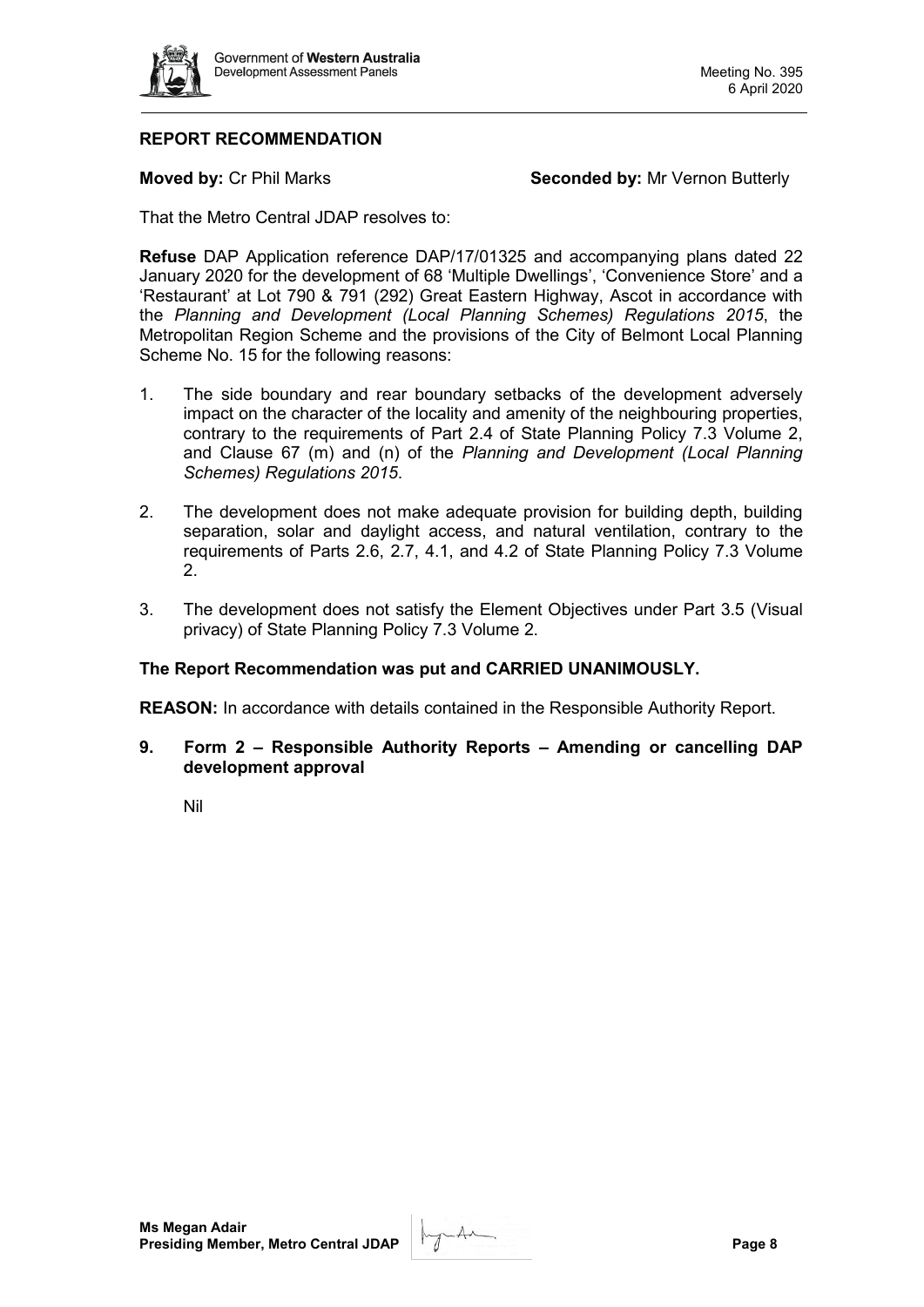**REPORT RECOMMENDATION**

**Moved by:** Cr Phil Marks **Seconded by:** Mr Vernon Butterly

That the Metro Central JDAP resolves to:

**Refuse** DAP Application reference DAP/17/01325 and accompanying plans dated 22 January 2020 for the development of 68 'Multiple Dwellings', 'Convenience Store' and a 'Restaurant' at Lot 790 & 791 (292) Great Eastern Highway, Ascot in accordance with the *Planning and Development (Local Planning Schemes) Regulations 2015*, the Metropolitan Region Scheme and the provisions of the City of Belmont Local Planning Scheme No. 15 for the following reasons:

1. The side boundary and rear boundary setbacks of the development adversely impact on the character of the locality and amenity of the neighbouring properties, contrary to the requirements of Part 2.4 of State Planning Policy 7.3 Volume 2, and Clause 67 (m) and (n) of the *Planning and Development (Local Planning Schemes) Regulations 2015*.
2. The development does not make adequate provision for building depth, building separation, solar and daylight access, and natural ventilation, contrary to the requirements of Parts 2.6, 2.7, 4.1, and 4.2 of State Planning Policy 7.3 Volume 2.
3. The development does not satisfy the Element Objectives under Part 3.5 (Visual privacy) of State Planning Policy 7.3 Volume 2.

**The Report Recommendation was put and CARRIED UNANIMOUSLY.**

**REASON:** In accordance with details contained in the Responsible Authority Report.

## 9. Form 2 – Responsible Authority Reports – Amending or cancelling DAP development approval

Nil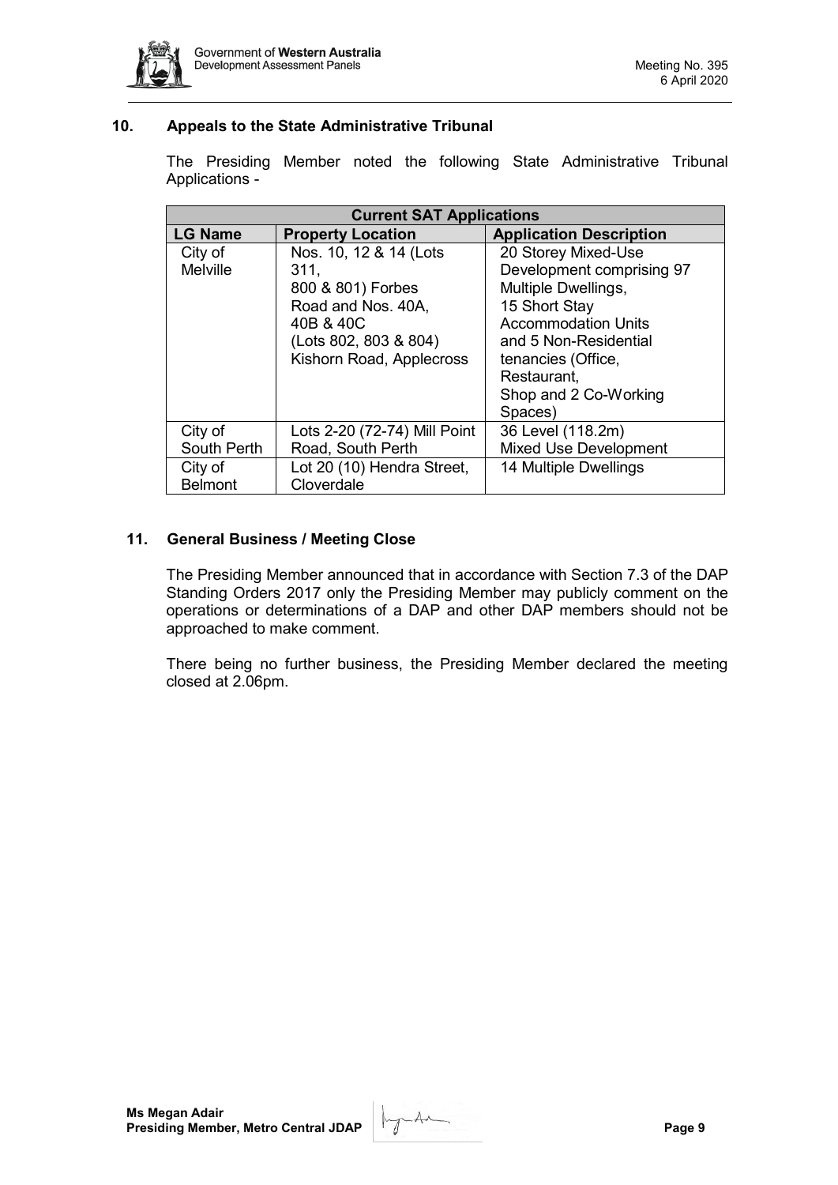## 10. Appeals to the State Administrative Tribunal

The Presiding Member noted the following State Administrative Tribunal Applications -

| Current SAT Applications | | |
|---|---|---|
| **LG Name** | **Property Location** | **Application Description** |
| City of Melville | Nos. 10, 12 & 14 (Lots 311, 800 & 801) Forbes Road and Nos. 40A, 40B & 40C (Lots 802, 803 & 804) Kishorn Road, Applecross | 20 Storey Mixed-Use Development comprising 97 Multiple Dwellings, 15 Short Stay Accommodation Units and 5 Non-Residential tenancies (Office, Restaurant, Shop and 2 Co-Working Spaces) |
| City of South Perth | Lots 2-20 (72-74) Mill Point Road, South Perth | 36 Level (118.2m) Mixed Use Development |
| City of Belmont | Lot 20 (10) Hendra Street, Cloverdale | 14 Multiple Dwellings |

## 11. General Business / Meeting Close

The Presiding Member announced that in accordance with Section 7.3 of the DAP Standing Orders 2017 only the Presiding Member may publicly comment on the operations or determinations of a DAP and other DAP members should not be approached to make comment.

There being no further business, the Presiding Member declared the meeting closed at 2.06pm.

**Ms Megan Adair**
**Presiding Member, Metro Central JDAP**